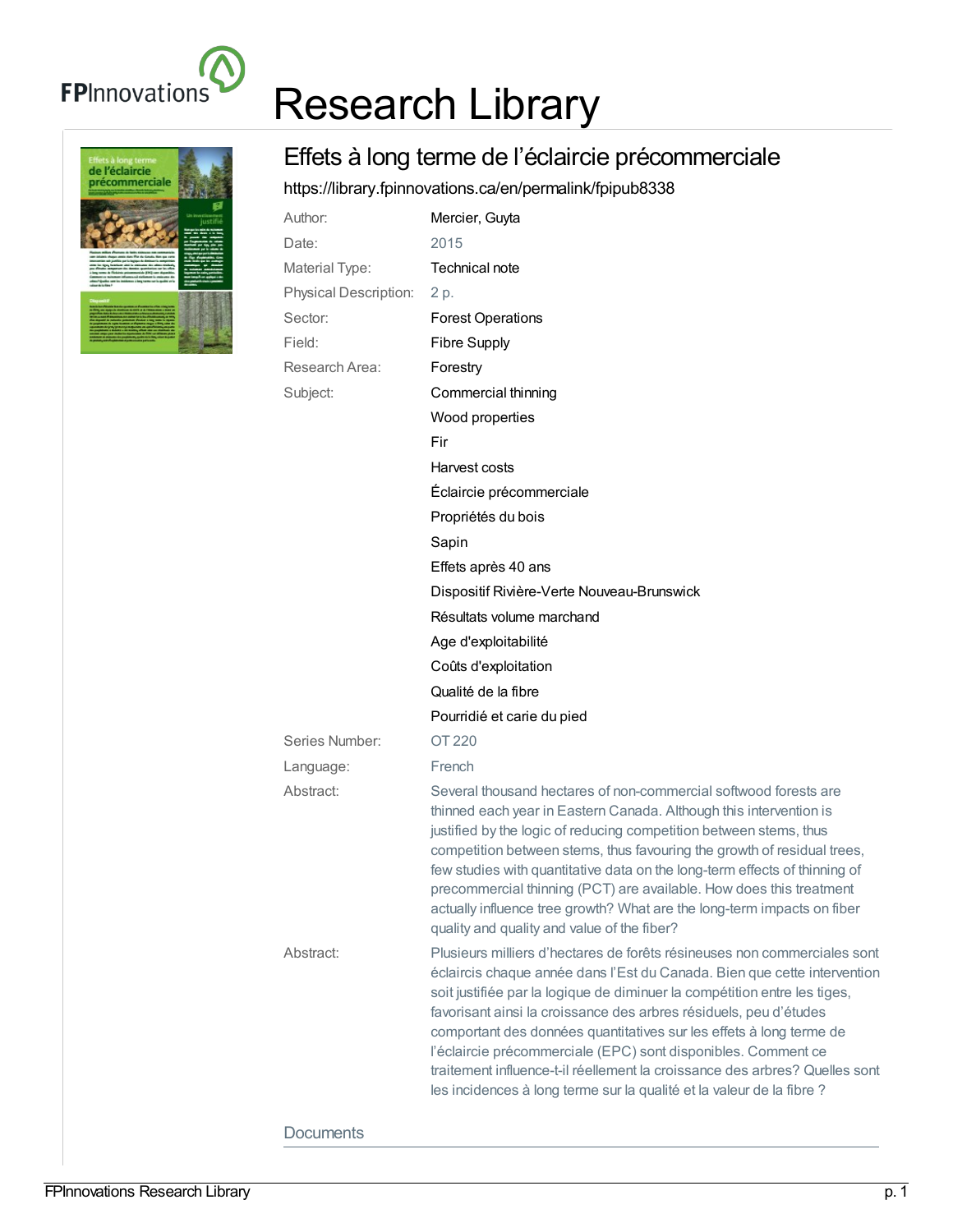FPInnovations

# Research Library

## Effets à long terme de l'éclaircie précommerciale

https://library.fpinnovations.ca/en/permalink/fpipub8338

| | |
|---|---|
| Author: | Mercier, Guyta |
| Date: | 2015 |
| Material Type: | Technical note |
| Physical Description: | 2 p. |
| Sector: | Forest Operations |
| Field: | Fibre Supply |
| Research Area: | Forestry |
| Subject: | Commercial thinning<br>Wood properties<br>Fir<br>Harvest costs<br>Éclaircie précommerciale<br>Propriétés du bois<br>Sapin<br>Effets après 40 ans<br>Dispositif Rivière-Verte Nouveau-Brunswick<br>Résultats volume marchand<br>Age d'exploitabilité<br>Coûts d'exploitation<br>Qualité de la fibre<br>Pourridié et carie du pied |
| Series Number: | OT 220 |
| Language: | French |
| Abstract: | Several thousand hectares of non-commercial softwood forests are thinned each year in Eastern Canada. Although this intervention is justified by the logic of reducing competition between stems, thus competition between stems, thus favouring the growth of residual trees, few studies with quantitative data on the long-term effects of thinning of precommercial thinning (PCT) are available. How does this treatment actually influence tree growth? What are the long-term impacts on fiber quality and quality and value of the fiber? |
| Abstract: | Plusieurs milliers d'hectares de forêts résineuses non commerciales sont éclaircis chaque année dans l'Est du Canada. Bien que cette intervention soit justifiée par la logique de diminuer la compétition entre les tiges, favorisant ainsi la croissance des arbres résiduels, peu d'études comportant des données quantitatives sur les effets à long terme de l'éclaircie précommerciale (EPC) sont disponibles. Comment ce traitement influence-t-il réellement la croissance des arbres? Quelles sont les incidences à long terme sur la qualité et la valeur de la fibre ? |

### Documents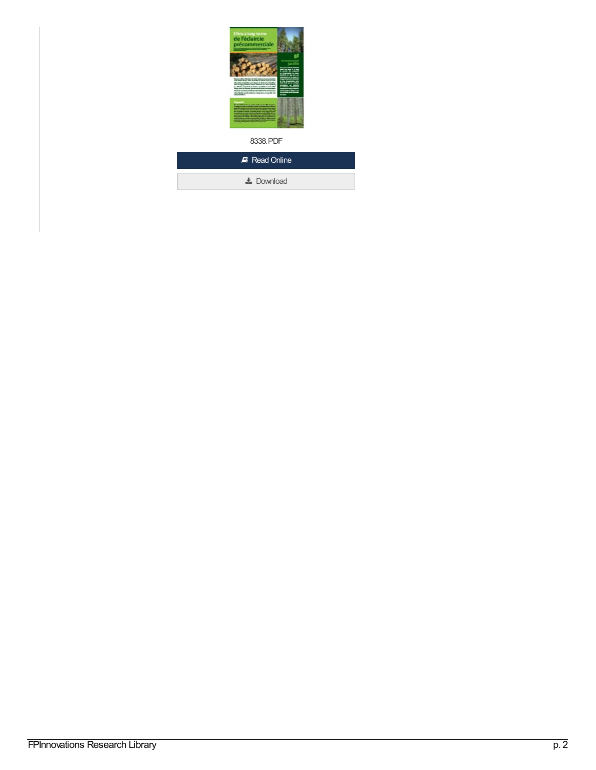8338.PDF

Read Online

Download